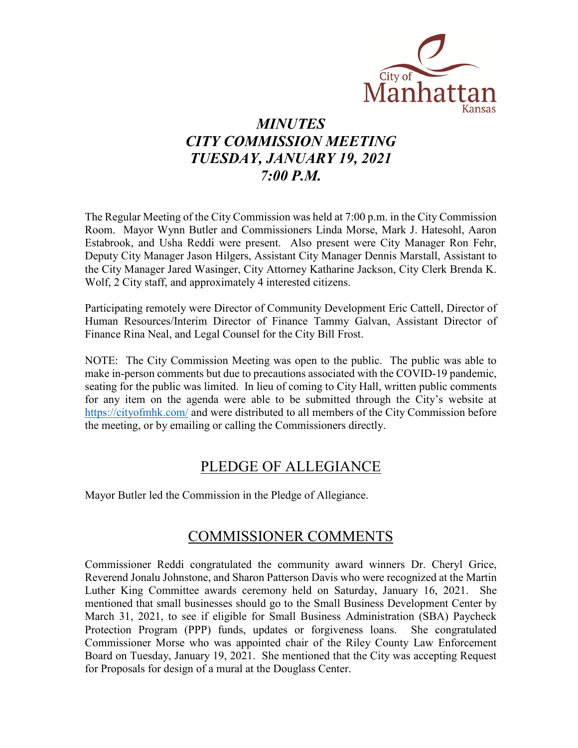City of Manhattan Kansas

# *MINUTES*
# *CITY COMMISSION MEETING*
# *TUESDAY, JANUARY 19, 2021*
# *7:00 P.M.*

The Regular Meeting of the City Commission was held at 7:00 p.m. in the City Commission Room. Mayor Wynn Butler and Commissioners Linda Morse, Mark J. Hatesohl, Aaron Estabrook, and Usha Reddi were present. Also present were City Manager Ron Fehr, Deputy City Manager Jason Hilgers, Assistant City Manager Dennis Marstall, Assistant to the City Manager Jared Wasinger, City Attorney Katharine Jackson, City Clerk Brenda K. Wolf, 2 City staff, and approximately 4 interested citizens.

Participating remotely were Director of Community Development Eric Cattell, Director of Human Resources/Interim Director of Finance Tammy Galvan, Assistant Director of Finance Rina Neal, and Legal Counsel for the City Bill Frost.

NOTE: The City Commission Meeting was open to the public. The public was able to make in-person comments but due to precautions associated with the COVID-19 pandemic, seating for the public was limited. In lieu of coming to City Hall, written public comments for any item on the agenda were able to be submitted through the City's website at https://cityofmhk.com/ and were distributed to all members of the City Commission before the meeting, or by emailing or calling the Commissioners directly.

## PLEDGE OF ALLEGIANCE

Mayor Butler led the Commission in the Pledge of Allegiance.

## COMMISSIONER COMMENTS

Commissioner Reddi congratulated the community award winners Dr. Cheryl Grice, Reverend Jonalu Johnstone, and Sharon Patterson Davis who were recognized at the Martin Luther King Committee awards ceremony held on Saturday, January 16, 2021. She mentioned that small businesses should go to the Small Business Development Center by March 31, 2021, to see if eligible for Small Business Administration (SBA) Paycheck Protection Program (PPP) funds, updates or forgiveness loans. She congratulated Commissioner Morse who was appointed chair of the Riley County Law Enforcement Board on Tuesday, January 19, 2021. She mentioned that the City was accepting Request for Proposals for design of a mural at the Douglass Center.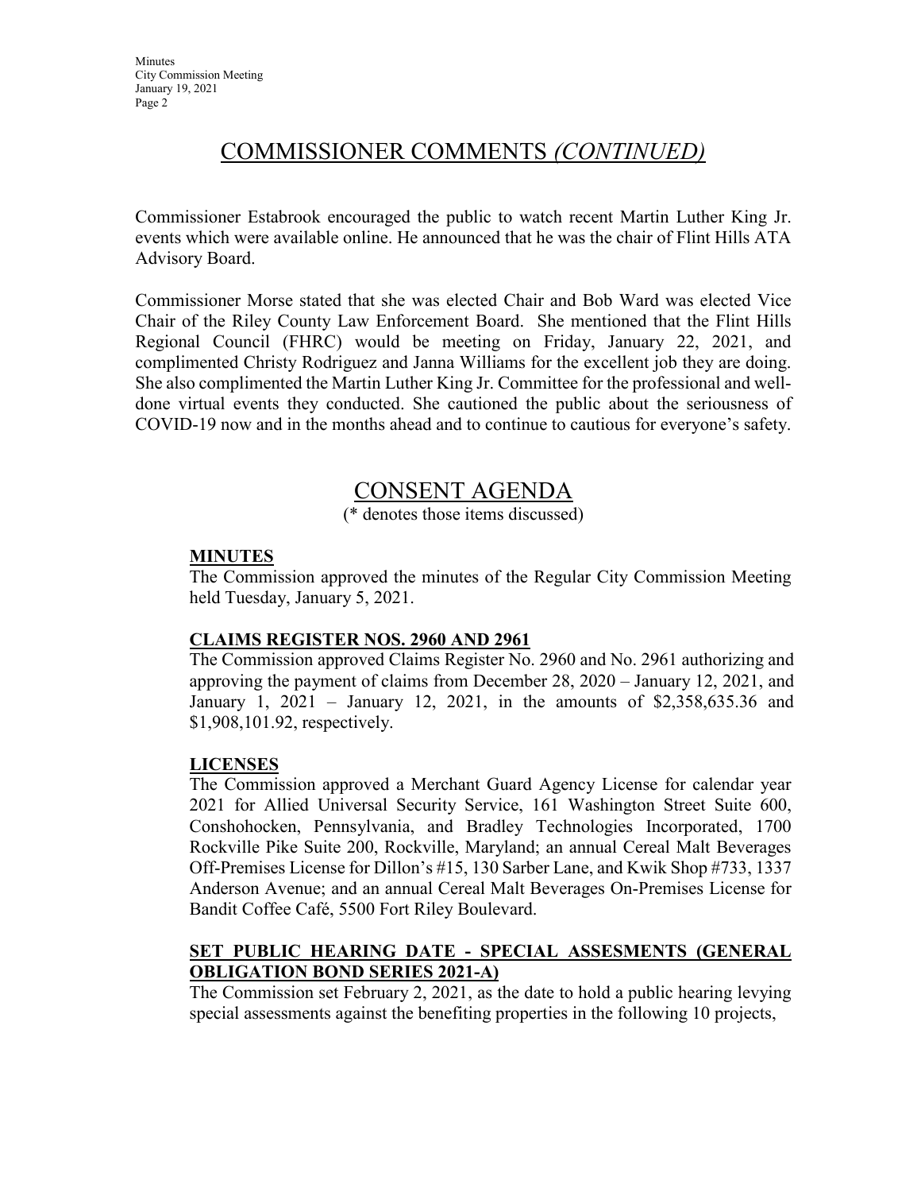## COMMISSIONER COMMENTS *(CONTINUED)*

Commissioner Estabrook encouraged the public to watch recent Martin Luther King Jr. events which were available online. He announced that he was the chair of Flint Hills ATA Advisory Board.

Commissioner Morse stated that she was elected Chair and Bob Ward was elected Vice Chair of the Riley County Law Enforcement Board. She mentioned that the Flint Hills Regional Council (FHRC) would be meeting on Friday, January 22, 2021, and complimented Christy Rodriguez and Janna Williams for the excellent job they are doing. She also complimented the Martin Luther King Jr. Committee for the professional and well-done virtual events they conducted. She cautioned the public about the seriousness of COVID-19 now and in the months ahead and to continue to cautious for everyone's safety.

## CONSENT AGENDA

(* denotes those items discussed)

### MINUTES

The Commission approved the minutes of the Regular City Commission Meeting held Tuesday, January 5, 2021.

### CLAIMS REGISTER NOS. 2960 AND 2961

The Commission approved Claims Register No. 2960 and No. 2961 authorizing and approving the payment of claims from December 28, 2020 – January 12, 2021, and January 1, 2021 – January 12, 2021, in the amounts of $2,358,635.36 and $1,908,101.92, respectively.

### LICENSES

The Commission approved a Merchant Guard Agency License for calendar year 2021 for Allied Universal Security Service, 161 Washington Street Suite 600, Conshohocken, Pennsylvania, and Bradley Technologies Incorporated, 1700 Rockville Pike Suite 200, Rockville, Maryland; an annual Cereal Malt Beverages Off-Premises License for Dillon's #15, 130 Sarber Lane, and Kwik Shop #733, 1337 Anderson Avenue; and an annual Cereal Malt Beverages On-Premises License for Bandit Coffee Café, 5500 Fort Riley Boulevard.

### SET PUBLIC HEARING DATE - SPECIAL ASSESMENTS (GENERAL OBLIGATION BOND SERIES 2021-A)

The Commission set February 2, 2021, as the date to hold a public hearing levying special assessments against the benefiting properties in the following 10 projects,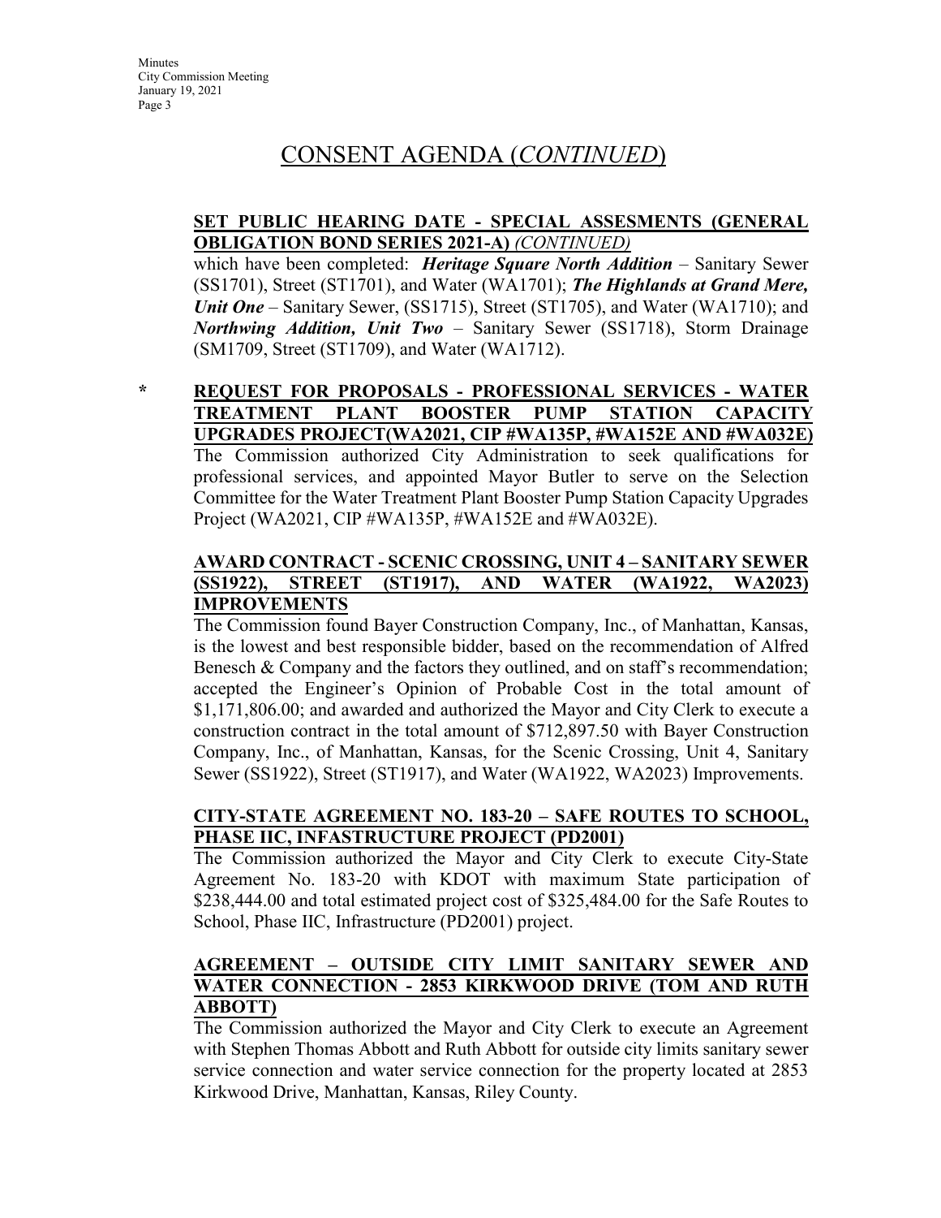# CONSENT AGENDA (*CONTINUED*)

**SET PUBLIC HEARING DATE - SPECIAL ASSESMENTS (GENERAL OBLIGATION BOND SERIES 2021-A)** *(CONTINUED)*

which have been completed: ***Heritage Square North Addition*** – Sanitary Sewer (SS1701), Street (ST1701), and Water (WA1701); ***The Highlands at Grand Mere, Unit One*** – Sanitary Sewer, (SS1715), Street (ST1705), and Water (WA1710); and ***Northwing Addition, Unit Two*** – Sanitary Sewer (SS1718), Storm Drainage (SM1709, Street (ST1709), and Water (WA1712).

**\* REQUEST FOR PROPOSALS - PROFESSIONAL SERVICES - WATER TREATMENT PLANT BOOSTER PUMP STATION CAPACITY UPGRADES PROJECT(WA2021, CIP #WA135P, #WA152E AND #WA032E)**

The Commission authorized City Administration to seek qualifications for professional services, and appointed Mayor Butler to serve on the Selection Committee for the Water Treatment Plant Booster Pump Station Capacity Upgrades Project (WA2021, CIP #WA135P, #WA152E and #WA032E).

**AWARD CONTRACT - SCENIC CROSSING, UNIT 4 – SANITARY SEWER (SS1922), STREET (ST1917), AND WATER (WA1922, WA2023) IMPROVEMENTS**

The Commission found Bayer Construction Company, Inc., of Manhattan, Kansas, is the lowest and best responsible bidder, based on the recommendation of Alfred Benesch & Company and the factors they outlined, and on staff's recommendation; accepted the Engineer's Opinion of Probable Cost in the total amount of $1,171,806.00; and awarded and authorized the Mayor and City Clerk to execute a construction contract in the total amount of $712,897.50 with Bayer Construction Company, Inc., of Manhattan, Kansas, for the Scenic Crossing, Unit 4, Sanitary Sewer (SS1922), Street (ST1917), and Water (WA1922, WA2023) Improvements.

**CITY-STATE AGREEMENT NO. 183-20 – SAFE ROUTES TO SCHOOL, PHASE IIC, INFASTRUCTURE PROJECT (PD2001)**

The Commission authorized the Mayor and City Clerk to execute City-State Agreement No. 183-20 with KDOT with maximum State participation of $238,444.00 and total estimated project cost of $325,484.00 for the Safe Routes to School, Phase IIC, Infrastructure (PD2001) project.

**AGREEMENT – OUTSIDE CITY LIMIT SANITARY SEWER AND WATER CONNECTION - 2853 KIRKWOOD DRIVE (TOM AND RUTH ABBOTT)**

The Commission authorized the Mayor and City Clerk to execute an Agreement with Stephen Thomas Abbott and Ruth Abbott for outside city limits sanitary sewer service connection and water service connection for the property located at 2853 Kirkwood Drive, Manhattan, Kansas, Riley County.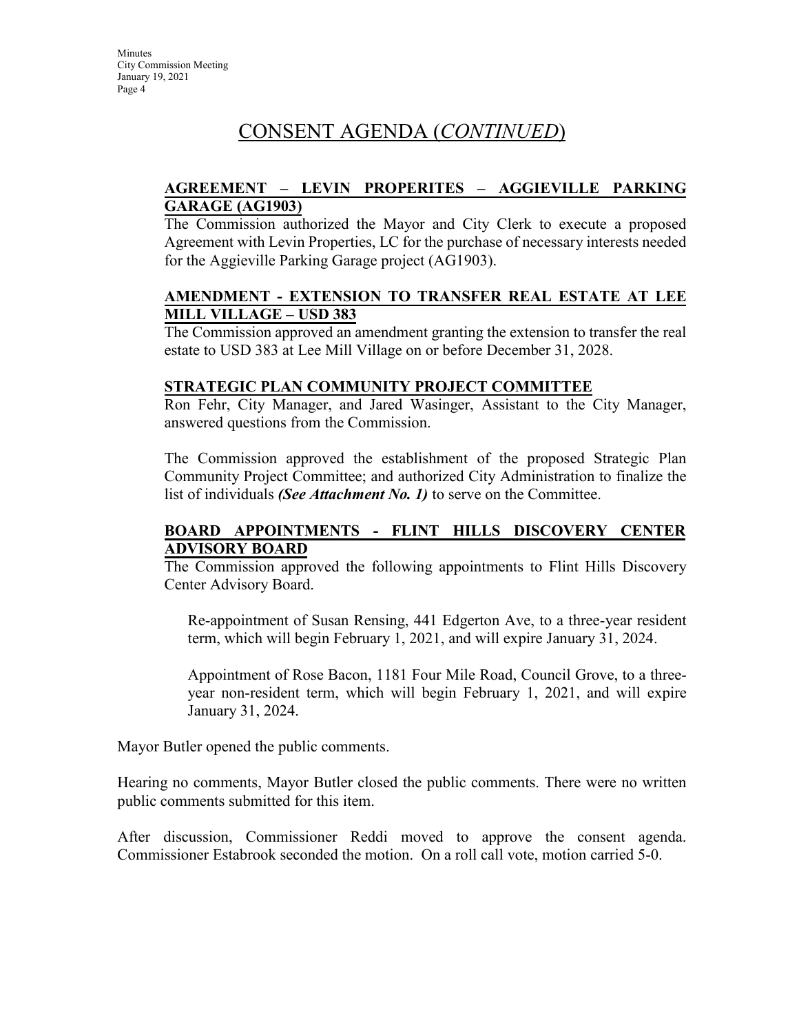# CONSENT AGENDA (*CONTINUED*)

**AGREEMENT – LEVIN PROPERITES – AGGIEVILLE PARKING GARAGE (AG1903)**

The Commission authorized the Mayor and City Clerk to execute a proposed Agreement with Levin Properties, LC for the purchase of necessary interests needed for the Aggieville Parking Garage project (AG1903).

**AMENDMENT - EXTENSION TO TRANSFER REAL ESTATE AT LEE MILL VILLAGE – USD 383**

The Commission approved an amendment granting the extension to transfer the real estate to USD 383 at Lee Mill Village on or before December 31, 2028.

**STRATEGIC PLAN COMMUNITY PROJECT COMMITTEE**

Ron Fehr, City Manager, and Jared Wasinger, Assistant to the City Manager, answered questions from the Commission.

The Commission approved the establishment of the proposed Strategic Plan Community Project Committee; and authorized City Administration to finalize the list of individuals ***(See Attachment No. 1)*** to serve on the Committee.

**BOARD APPOINTMENTS - FLINT HILLS DISCOVERY CENTER ADVISORY BOARD**

The Commission approved the following appointments to Flint Hills Discovery Center Advisory Board.

Re-appointment of Susan Rensing, 441 Edgerton Ave, to a three-year resident term, which will begin February 1, 2021, and will expire January 31, 2024.

Appointment of Rose Bacon, 1181 Four Mile Road, Council Grove, to a three-year non-resident term, which will begin February 1, 2021, and will expire January 31, 2024.

Mayor Butler opened the public comments.

Hearing no comments, Mayor Butler closed the public comments. There were no written public comments submitted for this item.

After discussion, Commissioner Reddi moved to approve the consent agenda. Commissioner Estabrook seconded the motion. On a roll call vote, motion carried 5-0.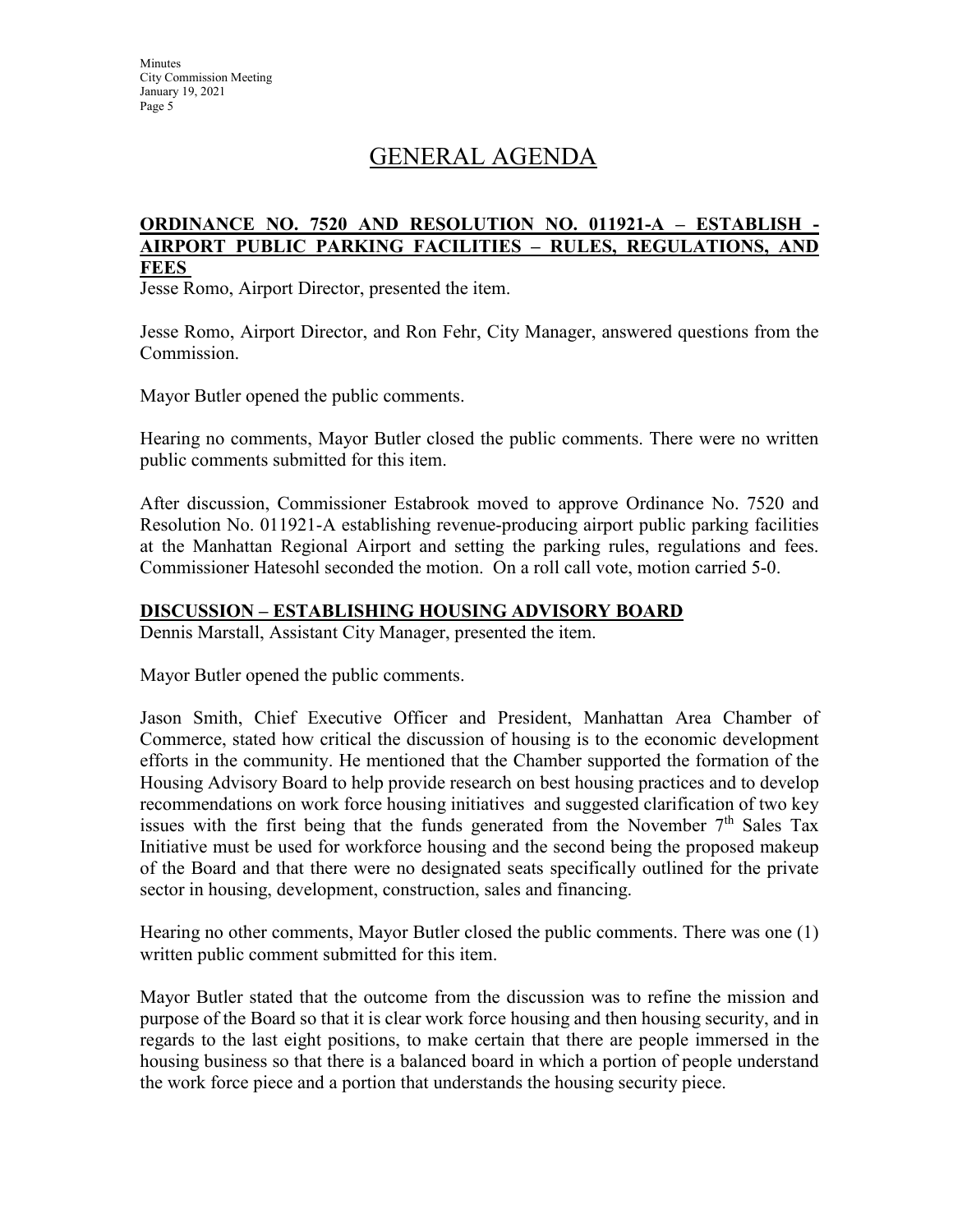# GENERAL AGENDA

## ORDINANCE NO. 7520 AND RESOLUTION NO. 011921-A – ESTABLISH - AIRPORT PUBLIC PARKING FACILITIES – RULES, REGULATIONS, AND FEES

Jesse Romo, Airport Director, presented the item.

Jesse Romo, Airport Director, and Ron Fehr, City Manager, answered questions from the Commission.

Mayor Butler opened the public comments.

Hearing no comments, Mayor Butler closed the public comments. There were no written public comments submitted for this item.

After discussion, Commissioner Estabrook moved to approve Ordinance No. 7520 and Resolution No. 011921-A establishing revenue-producing airport public parking facilities at the Manhattan Regional Airport and setting the parking rules, regulations and fees. Commissioner Hatesohl seconded the motion. On a roll call vote, motion carried 5-0.

## DISCUSSION – ESTABLISHING HOUSING ADVISORY BOARD

Dennis Marstall, Assistant City Manager, presented the item.

Mayor Butler opened the public comments.

Jason Smith, Chief Executive Officer and President, Manhattan Area Chamber of Commerce, stated how critical the discussion of housing is to the economic development efforts in the community. He mentioned that the Chamber supported the formation of the Housing Advisory Board to help provide research on best housing practices and to develop recommendations on work force housing initiatives and suggested clarification of two key issues with the first being that the funds generated from the November 7th Sales Tax Initiative must be used for workforce housing and the second being the proposed makeup of the Board and that there were no designated seats specifically outlined for the private sector in housing, development, construction, sales and financing.

Hearing no other comments, Mayor Butler closed the public comments. There was one (1) written public comment submitted for this item.

Mayor Butler stated that the outcome from the discussion was to refine the mission and purpose of the Board so that it is clear work force housing and then housing security, and in regards to the last eight positions, to make certain that there are people immersed in the housing business so that there is a balanced board in which a portion of people understand the work force piece and a portion that understands the housing security piece.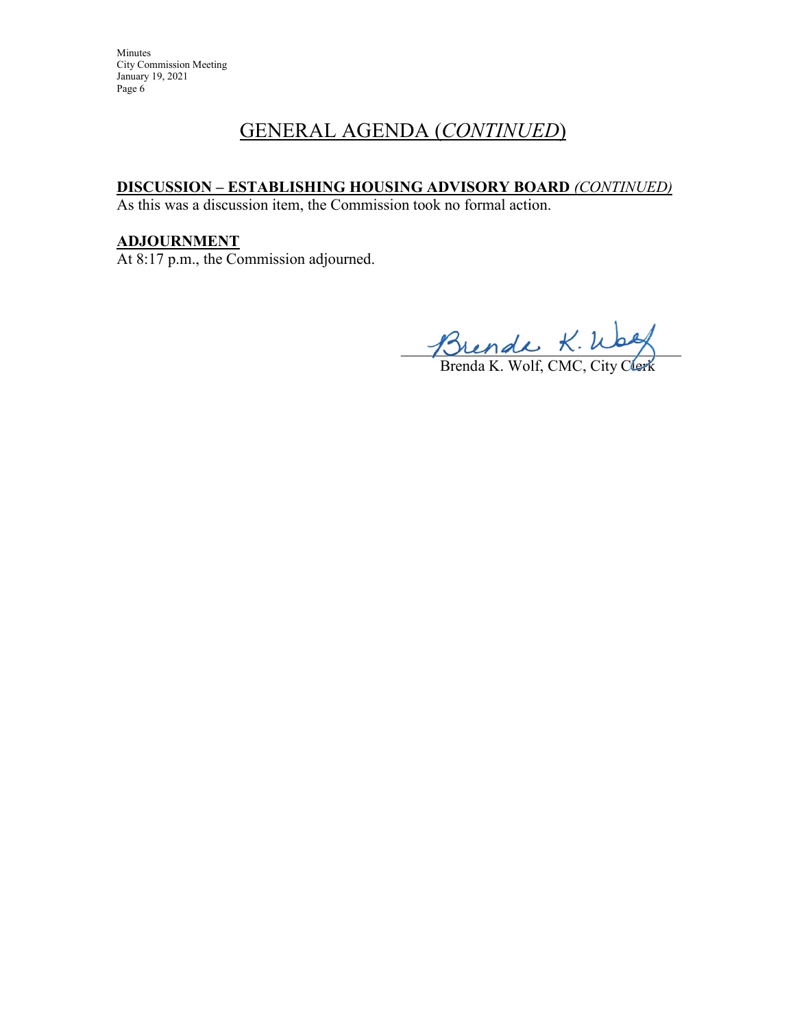# GENERAL AGENDA (*CONTINUED*)

**DISCUSSION – ESTABLISHING HOUSING ADVISORY BOARD** *(CONTINUED)*

As this was a discussion item, the Commission took no formal action.

**ADJOURNMENT**

At 8:17 p.m., the Commission adjourned.

Brenda K. Wolf, CMC, City Clerk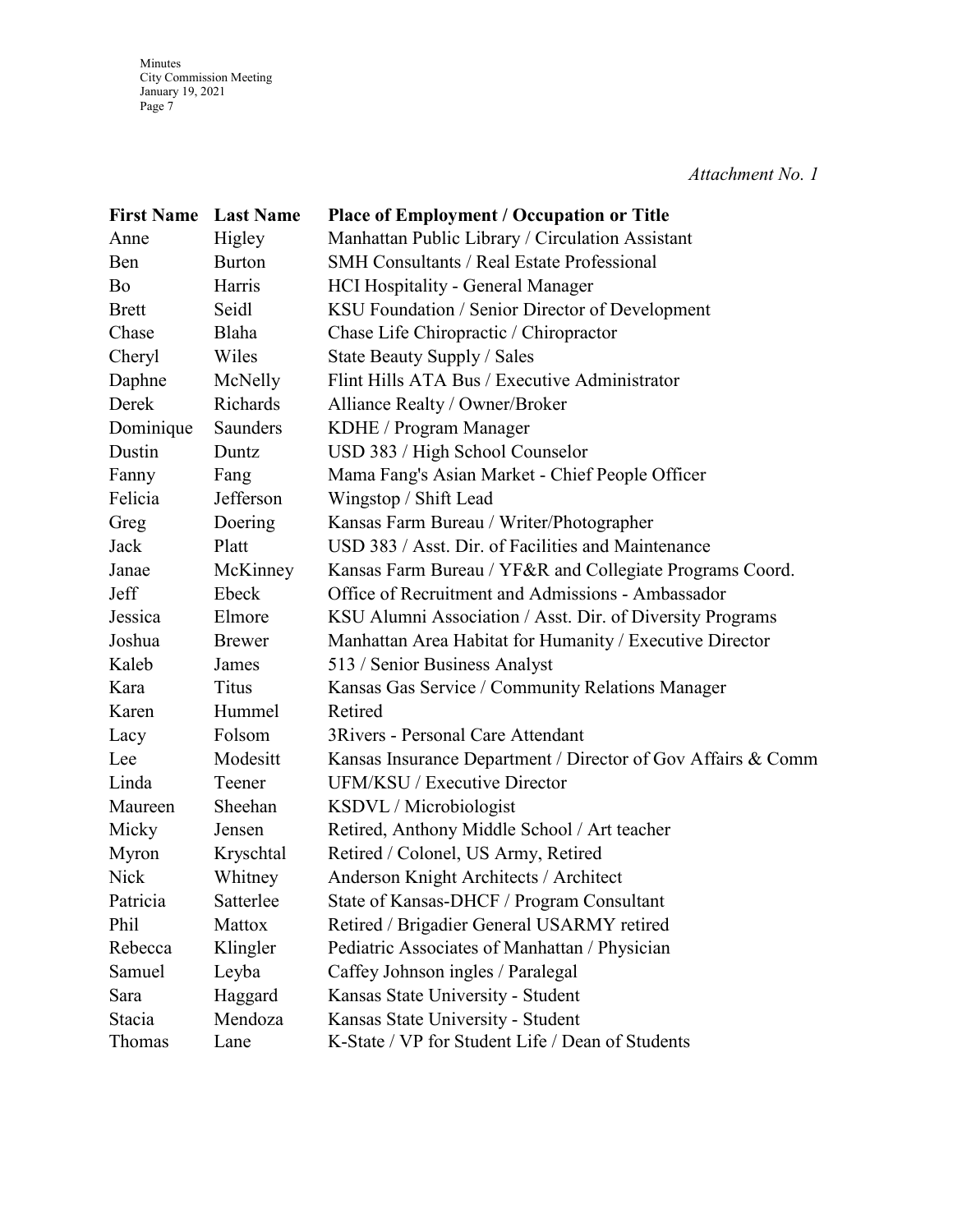*Attachment No. 1*

| First Name | Last Name | Place of Employment / Occupation or Title |
|---|---|---|
| Anne | Higley | Manhattan Public Library / Circulation Assistant |
| Ben | Burton | SMH Consultants / Real Estate Professional |
| Bo | Harris | HCI Hospitality - General Manager |
| Brett | Seidl | KSU Foundation / Senior Director of Development |
| Chase | Blaha | Chase Life Chiropractic / Chiropractor |
| Cheryl | Wiles | State Beauty Supply / Sales |
| Daphne | McNelly | Flint Hills ATA Bus / Executive Administrator |
| Derek | Richards | Alliance Realty / Owner/Broker |
| Dominique | Saunders | KDHE / Program Manager |
| Dustin | Duntz | USD 383 / High School Counselor |
| Fanny | Fang | Mama Fang's Asian Market - Chief People Officer |
| Felicia | Jefferson | Wingstop / Shift Lead |
| Greg | Doering | Kansas Farm Bureau / Writer/Photographer |
| Jack | Platt | USD 383 / Asst. Dir. of Facilities and Maintenance |
| Janae | McKinney | Kansas Farm Bureau / YF&R and Collegiate Programs Coord. |
| Jeff | Ebeck | Office of Recruitment and Admissions - Ambassador |
| Jessica | Elmore | KSU Alumni Association / Asst. Dir. of Diversity Programs |
| Joshua | Brewer | Manhattan Area Habitat for Humanity / Executive Director |
| Kaleb | James | 513 / Senior Business Analyst |
| Kara | Titus | Kansas Gas Service / Community Relations Manager |
| Karen | Hummel | Retired |
| Lacy | Folsom | 3Rivers - Personal Care Attendant |
| Lee | Modesitt | Kansas Insurance Department / Director of Gov Affairs & Comm |
| Linda | Teener | UFM/KSU / Executive Director |
| Maureen | Sheehan | KSDVL / Microbiologist |
| Micky | Jensen | Retired, Anthony Middle School / Art teacher |
| Myron | Kryschtal | Retired / Colonel, US Army, Retired |
| Nick | Whitney | Anderson Knight Architects / Architect |
| Patricia | Satterlee | State of Kansas-DHCF / Program Consultant |
| Phil | Mattox | Retired / Brigadier General USARMY retired |
| Rebecca | Klingler | Pediatric Associates of Manhattan / Physician |
| Samuel | Leyba | Caffey Johnson ingles / Paralegal |
| Sara | Haggard | Kansas State University - Student |
| Stacia | Mendoza | Kansas State University - Student |
| Thomas | Lane | K-State / VP for Student Life / Dean of Students |